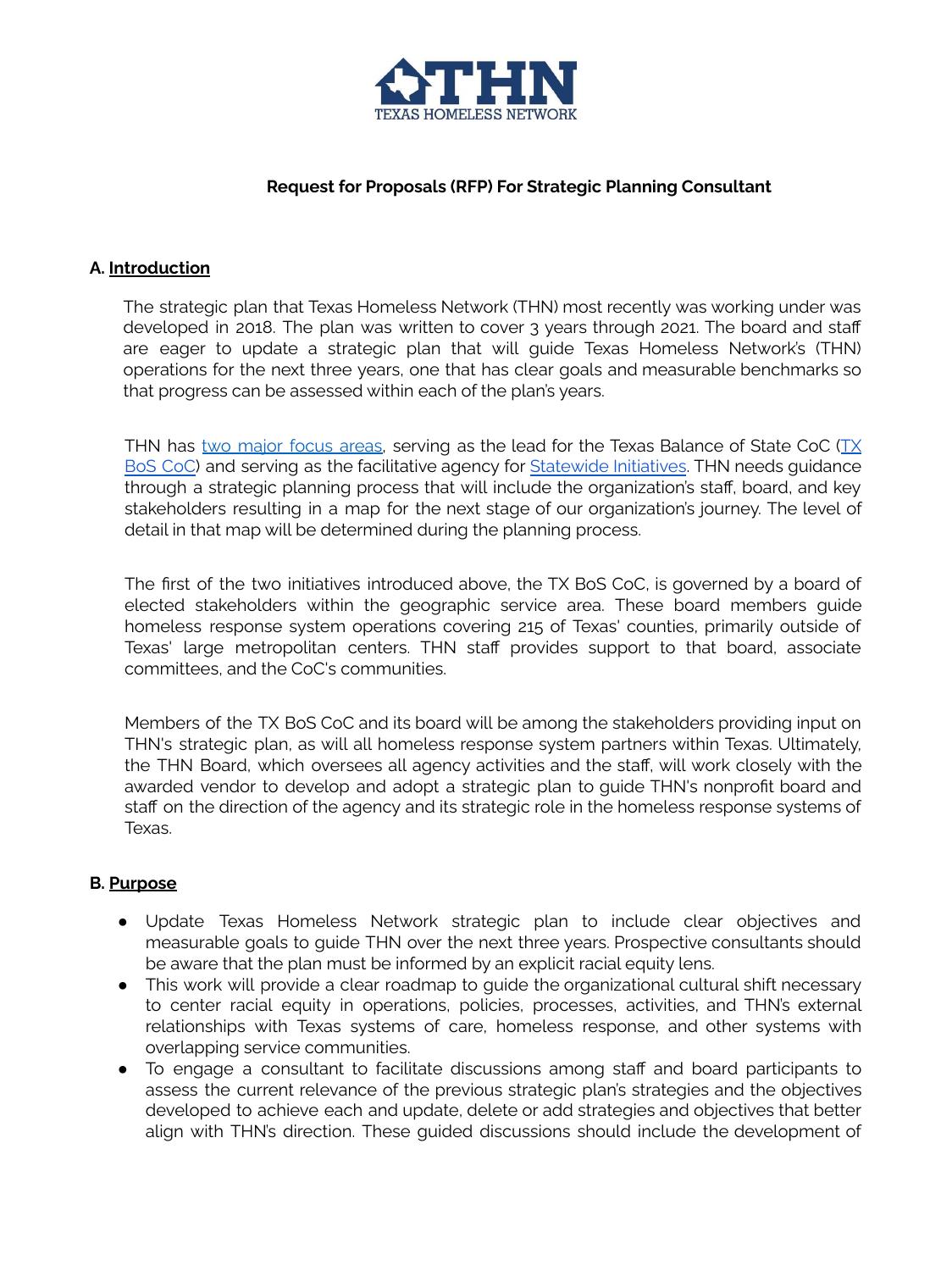THN
TEXAS HOMELESS NETWORK

**Request for Proposals (RFP) For Strategic Planning Consultant**

## A. Introduction

The strategic plan that Texas Homeless Network (THN) most recently was working under was developed in 2018. The plan was written to cover 3 years through 2021. The board and staff are eager to update a strategic plan that will guide Texas Homeless Network's (THN) operations for the next three years, one that has clear goals and measurable benchmarks so that progress can be assessed within each of the plan's years.

THN has two major focus areas, serving as the lead for the Texas Balance of State CoC (TX BoS CoC) and serving as the facilitative agency for Statewide Initiatives. THN needs guidance through a strategic planning process that will include the organization's staff, board, and key stakeholders resulting in a map for the next stage of our organization's journey. The level of detail in that map will be determined during the planning process.

The first of the two initiatives introduced above, the TX BoS CoC, is governed by a board of elected stakeholders within the geographic service area. These board members guide homeless response system operations covering 215 of Texas' counties, primarily outside of Texas' large metropolitan centers. THN staff provides support to that board, associate committees, and the CoC's communities.

Members of the TX BoS CoC and its board will be among the stakeholders providing input on THN's strategic plan, as will all homeless response system partners within Texas. Ultimately, the THN Board, which oversees all agency activities and the staff, will work closely with the awarded vendor to develop and adopt a strategic plan to guide THN's nonprofit board and staff on the direction of the agency and its strategic role in the homeless response systems of Texas.

## B. Purpose

- Update Texas Homeless Network strategic plan to include clear objectives and measurable goals to guide THN over the next three years. Prospective consultants should be aware that the plan must be informed by an explicit racial equity lens.
- This work will provide a clear roadmap to guide the organizational cultural shift necessary to center racial equity in operations, policies, processes, activities, and THN's external relationships with Texas systems of care, homeless response, and other systems with overlapping service communities.
- To engage a consultant to facilitate discussions among staff and board participants to assess the current relevance of the previous strategic plan's strategies and the objectives developed to achieve each and update, delete or add strategies and objectives that better align with THN's direction. These guided discussions should include the development of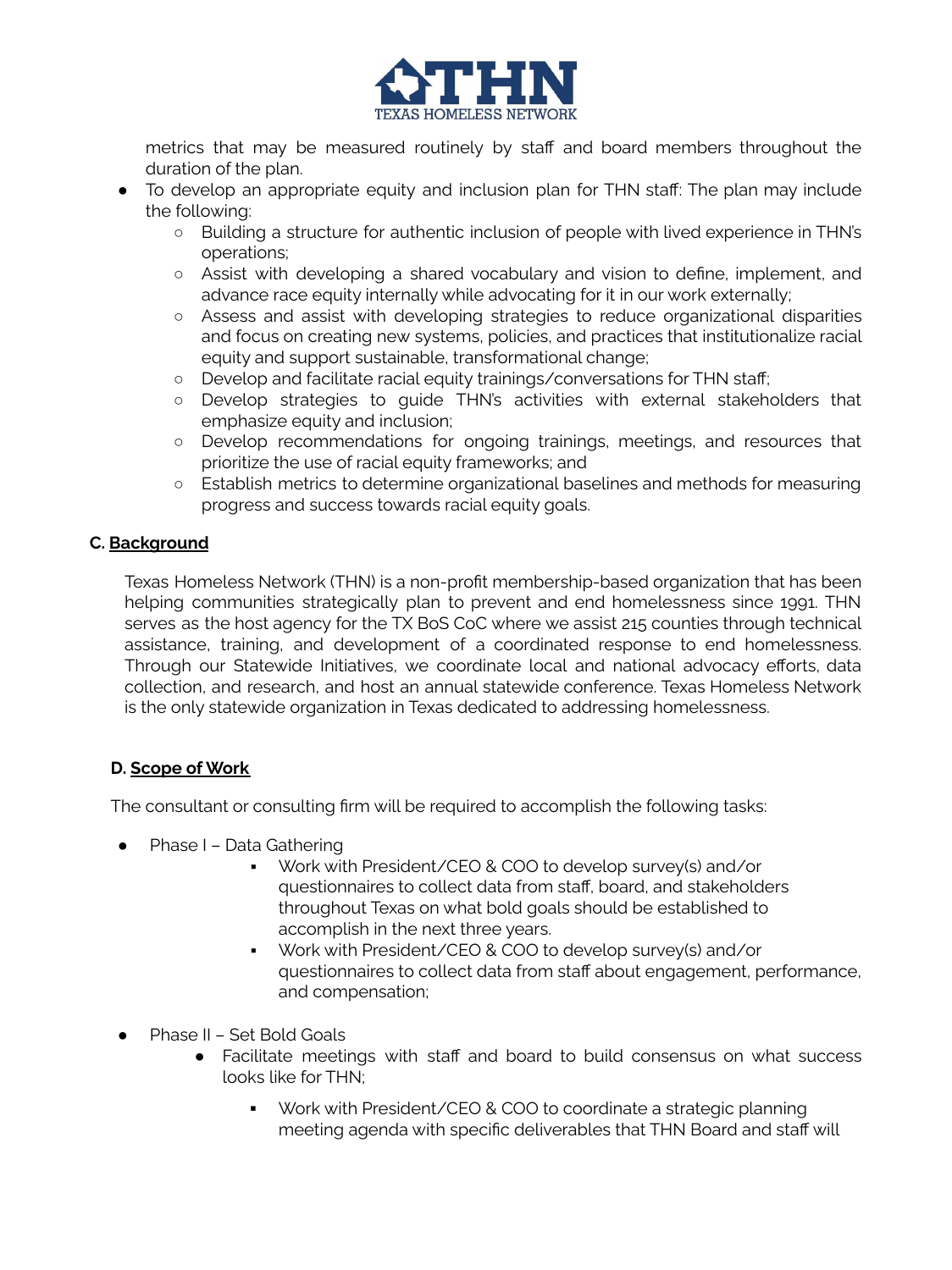metrics that may be measured routinely by staff and board members throughout the duration of the plan.

- To develop an appropriate equity and inclusion plan for THN staff: The plan may include the following:
    - Building a structure for authentic inclusion of people with lived experience in THN's operations;
    - Assist with developing a shared vocabulary and vision to define, implement, and advance race equity internally while advocating for it in our work externally;
    - Assess and assist with developing strategies to reduce organizational disparities and focus on creating new systems, policies, and practices that institutionalize racial equity and support sustainable, transformational change;
    - Develop and facilitate racial equity trainings/conversations for THN staff;
    - Develop strategies to guide THN's activities with external stakeholders that emphasize equity and inclusion;
    - Develop recommendations for ongoing trainings, meetings, and resources that prioritize the use of racial equity frameworks; and
    - Establish metrics to determine organizational baselines and methods for measuring progress and success towards racial equity goals.

### C. <u>Background</u>

Texas Homeless Network (THN) is a non-profit membership-based organization that has been helping communities strategically plan to prevent and end homelessness since 1991. THN serves as the host agency for the TX BoS CoC where we assist 215 counties through technical assistance, training, and development of a coordinated response to end homelessness. Through our Statewide Initiatives, we coordinate local and national advocacy efforts, data collection, and research, and host an annual statewide conference. Texas Homeless Network is the only statewide organization in Texas dedicated to addressing homelessness.

### D. <u>Scope of Work</u>

The consultant or consulting firm will be required to accomplish the following tasks:

- Phase I – Data Gathering
    - Work with President/CEO & COO to develop survey(s) and/or questionnaires to collect data from staff, board, and stakeholders throughout Texas on what bold goals should be established to accomplish in the next three years.
    - Work with President/CEO & COO to develop survey(s) and/or questionnaires to collect data from staff about engagement, performance, and compensation;

- Phase II – Set Bold Goals
    - Facilitate meetings with staff and board to build consensus on what success looks like for THN;
        - Work with President/CEO & COO to coordinate a strategic planning meeting agenda with specific deliverables that THN Board and staff will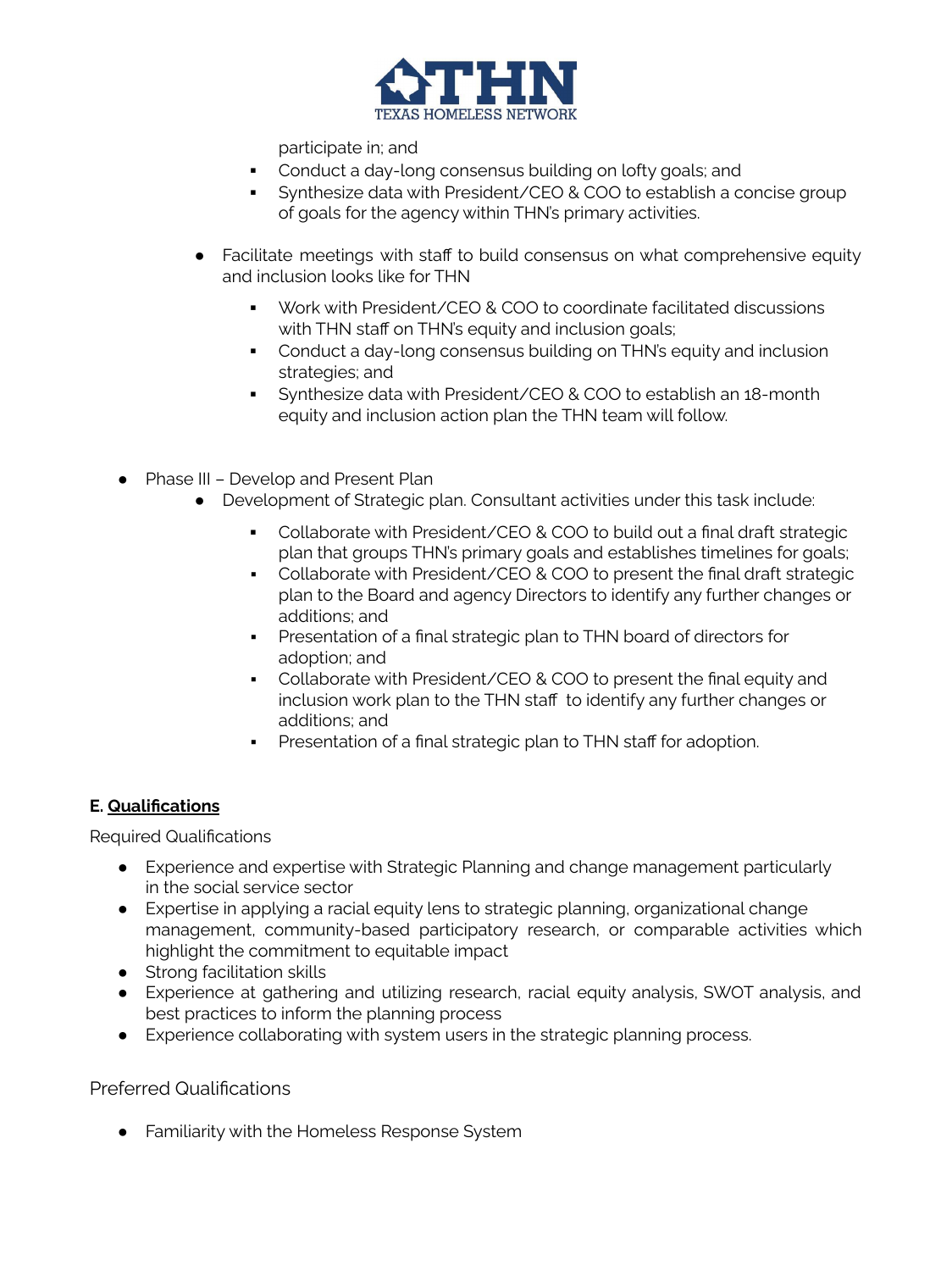participate in; and

- Conduct a day-long consensus building on lofty goals; and
- Synthesize data with President/CEO & COO to establish a concise group of goals for the agency within THN's primary activities.

- Facilitate meetings with staff to build consensus on what comprehensive equity and inclusion looks like for THN
  - Work with President/CEO & COO to coordinate facilitated discussions with THN staff on THN's equity and inclusion goals;
  - Conduct a day-long consensus building on THN's equity and inclusion strategies; and
  - Synthesize data with President/CEO & COO to establish an 18-month equity and inclusion action plan the THN team will follow.

- Phase III – Develop and Present Plan
  - Development of Strategic plan. Consultant activities under this task include:
    - Collaborate with President/CEO & COO to build out a final draft strategic plan that groups THN's primary goals and establishes timelines for goals;
    - Collaborate with President/CEO & COO to present the final draft strategic plan to the Board and agency Directors to identify any further changes or additions; and
    - Presentation of a final strategic plan to THN board of directors for adoption; and
    - Collaborate with President/CEO & COO to present the final equity and inclusion work plan to the THN staff to identify any further changes or additions; and
    - Presentation of a final strategic plan to THN staff for adoption.

### E. **<u>Qualifications</u>**

Required Qualifications

- Experience and expertise with Strategic Planning and change management particularly in the social service sector
- Expertise in applying a racial equity lens to strategic planning, organizational change management, community-based participatory research, or comparable activities which highlight the commitment to equitable impact
- Strong facilitation skills
- Experience at gathering and utilizing research, racial equity analysis, SWOT analysis, and best practices to inform the planning process
- Experience collaborating with system users in the strategic planning process.

Preferred Qualifications

- Familiarity with the Homeless Response System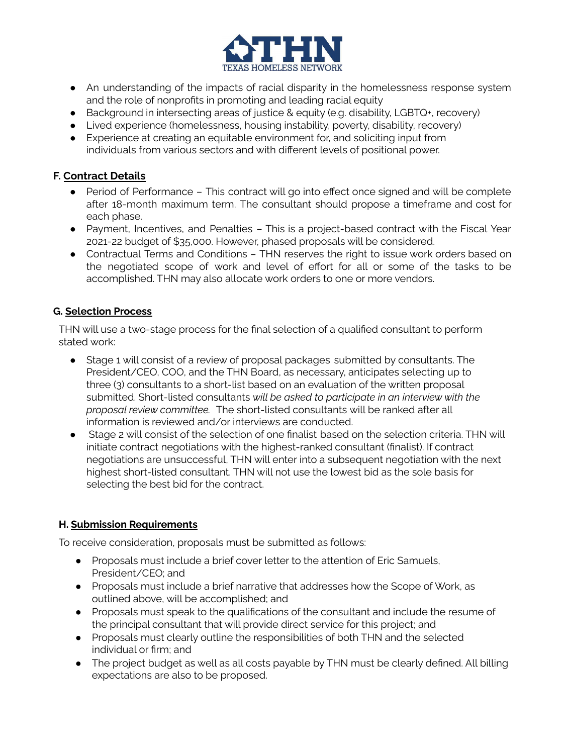- An understanding of the impacts of racial disparity in the homelessness response system and the role of nonprofits in promoting and leading racial equity
- Background in intersecting areas of justice & equity (e.g. disability, LGBTQ+, recovery)
- Lived experience (homelessness, housing instability, poverty, disability, recovery)
- Experience at creating an equitable environment for, and soliciting input from individuals from various sectors and with different levels of positional power.

**F. <u>Contract Details</u>**

- Period of Performance – This contract will go into effect once signed and will be complete after 18-month maximum term. The consultant should propose a timeframe and cost for each phase.
- Payment, Incentives, and Penalties – This is a project-based contract with the Fiscal Year 2021-22 budget of $35,000. However, phased proposals will be considered.
- Contractual Terms and Conditions – THN reserves the right to issue work orders based on the negotiated scope of work and level of effort for all or some of the tasks to be accomplished. THN may also allocate work orders to one or more vendors.

**G. <u>Selection Process</u>**

THN will use a two-stage process for the final selection of a qualified consultant to perform stated work:

- Stage 1 will consist of a review of proposal packages submitted by consultants. The President/CEO, COO, and the THN Board, as necessary, anticipates selecting up to three (3) consultants to a short-list based on an evaluation of the written proposal submitted. Short-listed consultants *will be asked to participate in an interview with the proposal review committee.* The short-listed consultants will be ranked after all information is reviewed and/or interviews are conducted.
- Stage 2 will consist of the selection of one finalist based on the selection criteria. THN will initiate contract negotiations with the highest-ranked consultant (finalist). If contract negotiations are unsuccessful, THN will enter into a subsequent negotiation with the next highest short-listed consultant. THN will not use the lowest bid as the sole basis for selecting the best bid for the contract.

**H. <u>Submission Requirements</u>**

To receive consideration, proposals must be submitted as follows:

- Proposals must include a brief cover letter to the attention of Eric Samuels, President/CEO; and
- Proposals must include a brief narrative that addresses how the Scope of Work, as outlined above, will be accomplished; and
- Proposals must speak to the qualifications of the consultant and include the resume of the principal consultant that will provide direct service for this project; and
- Proposals must clearly outline the responsibilities of both THN and the selected individual or firm; and
- The project budget as well as all costs payable by THN must be clearly defined. All billing expectations are also to be proposed.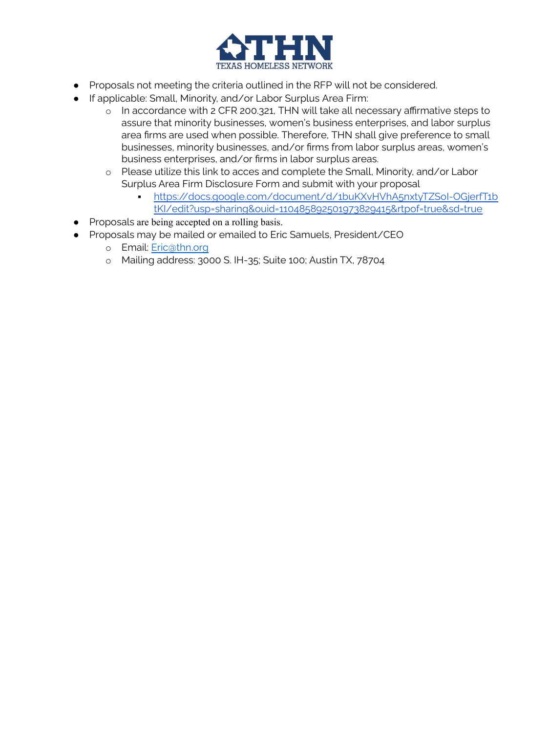- Proposals not meeting the criteria outlined in the RFP will not be considered.
- If applicable: Small, Minority, and/or Labor Surplus Area Firm:
  - In accordance with 2 CFR 200.321, THN will take all necessary affirmative steps to assure that minority businesses, women's business enterprises, and labor surplus area firms are used when possible. Therefore, THN shall give preference to small businesses, minority businesses, and/or firms from labor surplus areas, women's business enterprises, and/or firms in labor surplus areas.
  - Please utilize this link to acces and complete the Small, Minority, and/or Labor Surplus Area Firm Disclosure Form and submit with your proposal
    - https://docs.google.com/document/d/1buKXvHVhA5nxtyTZSoI-OGjerfT1btKI/edit?usp=sharing&ouid=110485892501973829415&rtpof=true&sd=true
- Proposals are being accepted on a rolling basis.
- Proposals may be mailed or emailed to Eric Samuels, President/CEO
  - Email: Eric@thn.org
  - Mailing address: 3000 S. IH-35; Suite 100; Austin TX, 78704